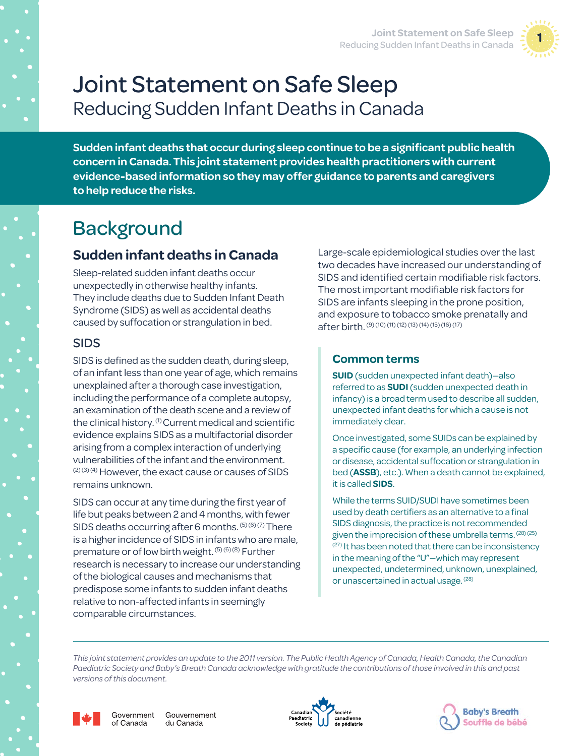# Joint Statement on Safe Sleep

Reducing Sudden Infant Deaths in Canada

**Sudden infant deaths that occur during sleep continue to be a significant public health concern in Canada. This joint statement provides health practitioners with current evidence-based information so they may offer guidance to parents and caregivers to help reduce the risks.**

## Background

### Sudden infant deaths in Canada

Sleep-related sudden infant deaths occur unexpectedly in otherwise healthy infants. They include deaths due to Sudden Infant Death Syndrome (SIDS) as well as accidental deaths caused by suffocation or strangulation in bed.

#### SIDS

SIDS is defined as the sudden death, during sleep, of an infant less than one year of age, which remains unexplained after a thorough case investigation, including the performance of a complete autopsy, an examination of the death scene and a review of the clinical history. [1] Current medical and scientific evidence explains SIDS as a multifactorial disorder arising from a complex interaction of underlying vulnerabilities of the infant and the environment. [2] [3] [4] However, the exact cause or causes of SIDS remains unknown.

SIDS can occur at any time during the first year of life but peaks between 2 and 4 months, with fewer SIDS deaths occurring after 6 months. [5] [6] [7] There is a higher incidence of SIDS in infants who are male, premature or of low birth weight. [5] [6] [8] Further research is necessary to increase our understanding of the biological causes and mechanisms that predispose some infants to sudden infant deaths relative to non-affected infants in seemingly comparable circumstances.

Large-scale epidemiological studies over the last two decades have increased our understanding of SIDS and identified certain modifiable risk factors. The most important modifiable risk factors for SIDS are infants sleeping in the prone position, and exposure to tobacco smoke prenatally and after birth. [9] [10] [11] [12] [13] [14] [15] [16] [17]

### Common terms

**SUID** (sudden unexpected infant death)—also referred to as **SUDI** (sudden unexpected death in infancy) is a broad term used to describe all sudden, unexpected infant deaths for which a cause is not immediately clear.

Once investigated, some SUIDs can be explained by a specific cause (for example, an underlying infection or disease, accidental suffocation or strangulation in bed (**ASSB**), etc.). When a death cannot be explained, it is called **SIDS**.

While the terms SUID/SUDI have sometimes been used by death certifiers as an alternative to a final SIDS diagnosis, the practice is not recommended given the imprecision of these umbrella terms. [28] [25] [27] It has been noted that there can be inconsistency in the meaning of the "U"—which may represent unexpected, undetermined, unknown, unexplained, or unascertained in actual usage. [28]

---

*This joint statement provides an update to the 2011 version. The Public Health Agency of Canada, Health Canada, the Canadian Paediatric Society and Baby's Breath Canada acknowledge with gratitude the contributions of those involved in this and past versions of this document.*

Government of Canada / Gouvernement du Canada — Canadian Paediatric Society / Société canadienne de pédiatrie — Baby's Breath / Souffle de bébé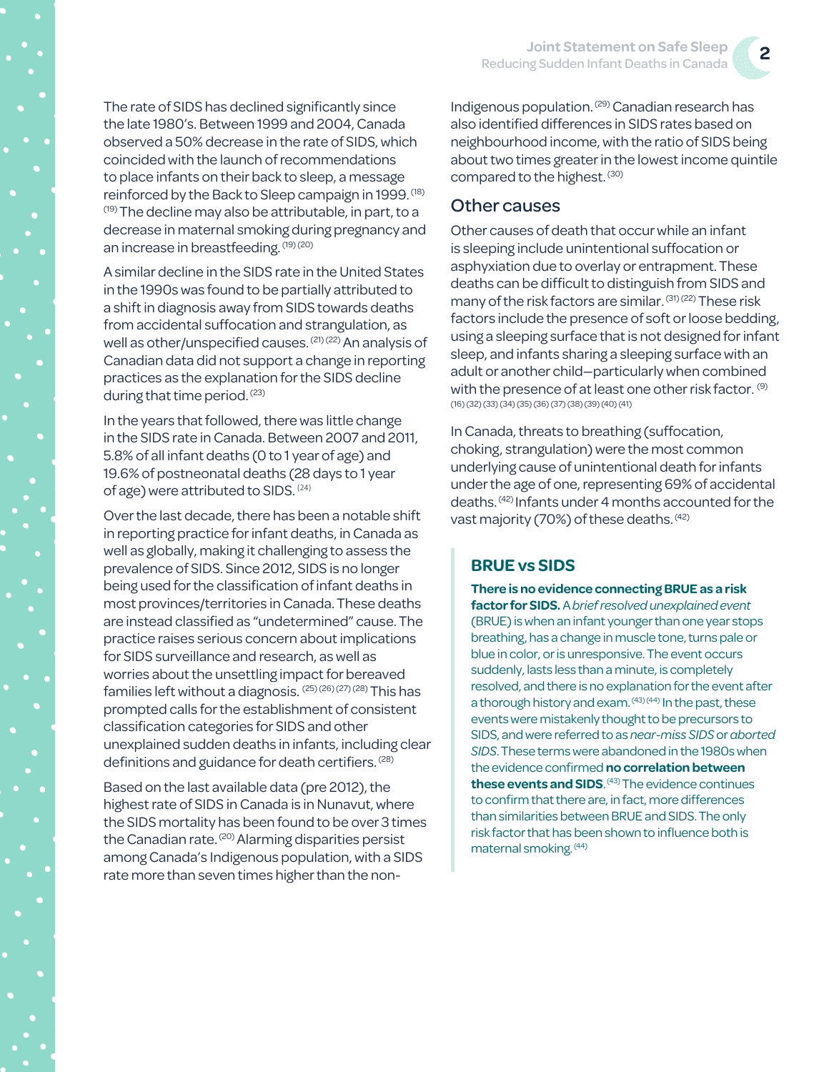The rate of SIDS has declined significantly since the late 1980's. Between 1999 and 2004, Canada observed a 50% decrease in the rate of SIDS, which coincided with the launch of recommendations to place infants on their back to sleep, a message reinforced by the Back to Sleep campaign in 1999.[18][19] The decline may also be attributable, in part, to a decrease in maternal smoking during pregnancy and an increase in breastfeeding.[19][20]

A similar decline in the SIDS rate in the United States in the 1990s was found to be partially attributed to a shift in diagnosis away from SIDS towards deaths from accidental suffocation and strangulation, as well as other/unspecified causes.[21][22] An analysis of Canadian data did not support a change in reporting practices as the explanation for the SIDS decline during that time period.[23]

In the years that followed, there was little change in the SIDS rate in Canada. Between 2007 and 2011, 5.8% of all infant deaths (0 to 1 year of age) and 19.6% of postneonatal deaths (28 days to 1 year of age) were attributed to SIDS.[24]

Over the last decade, there has been a notable shift in reporting practice for infant deaths, in Canada as well as globally, making it challenging to assess the prevalence of SIDS. Since 2012, SIDS is no longer being used for the classification of infant deaths in most provinces/territories in Canada. These deaths are instead classified as "undetermined" cause. The practice raises serious concern about implications for SIDS surveillance and research, as well as worries about the unsettling impact for bereaved families left without a diagnosis.[25][26][27][28] This has prompted calls for the establishment of consistent classification categories for SIDS and other unexplained sudden deaths in infants, including clear definitions and guidance for death certifiers.[28]

Based on the last available data (pre 2012), the highest rate of SIDS in Canada is in Nunavut, where the SIDS mortality has been found to be over 3 times the Canadian rate.[20] Alarming disparities persist among Canada's Indigenous population, with a SIDS rate more than seven times higher than the non-Indigenous population.[29] Canadian research has also identified differences in SIDS rates based on neighbourhood income, with the ratio of SIDS being about two times greater in the lowest income quintile compared to the highest.[30]

## Other causes

Other causes of death that occur while an infant is sleeping include unintentional suffocation or asphyxiation due to overlay or entrapment. These deaths can be difficult to distinguish from SIDS and many of the risk factors are similar.[31][22] These risk factors include the presence of soft or loose bedding, using a sleeping surface that is not designed for infant sleep, and infants sharing a sleeping surface with an adult or another child—particularly when combined with the presence of at least one other risk factor.[9][16][32][33][34][35][36][37][38][39][40][41]

In Canada, threats to breathing (suffocation, choking, strangulation) were the most common underlying cause of unintentional death for infants under the age of one, representing 69% of accidental deaths.[42] Infants under 4 months accounted for the vast majority (70%) of these deaths.[42]

### BRUE vs SIDS

**There is no evidence connecting BRUE as a risk factor for SIDS.** A *brief resolved unexplained event* (BRUE) is when an infant younger than one year stops breathing, has a change in muscle tone, turns pale or blue in color, or is unresponsive. The event occurs suddenly, lasts less than a minute, is completely resolved, and there is no explanation for the event after a thorough history and exam.[43][44] In the past, these events were mistakenly thought to be precursors to SIDS, and were referred to as *near-miss SIDS* or *aborted SIDS*. These terms were abandoned in the 1980s when the evidence confirmed **no correlation between these events and SIDS**.[43] The evidence continues to confirm that there are, in fact, more differences than similarities between BRUE and SIDS. The only risk factor that has been shown to influence both is maternal smoking.[44]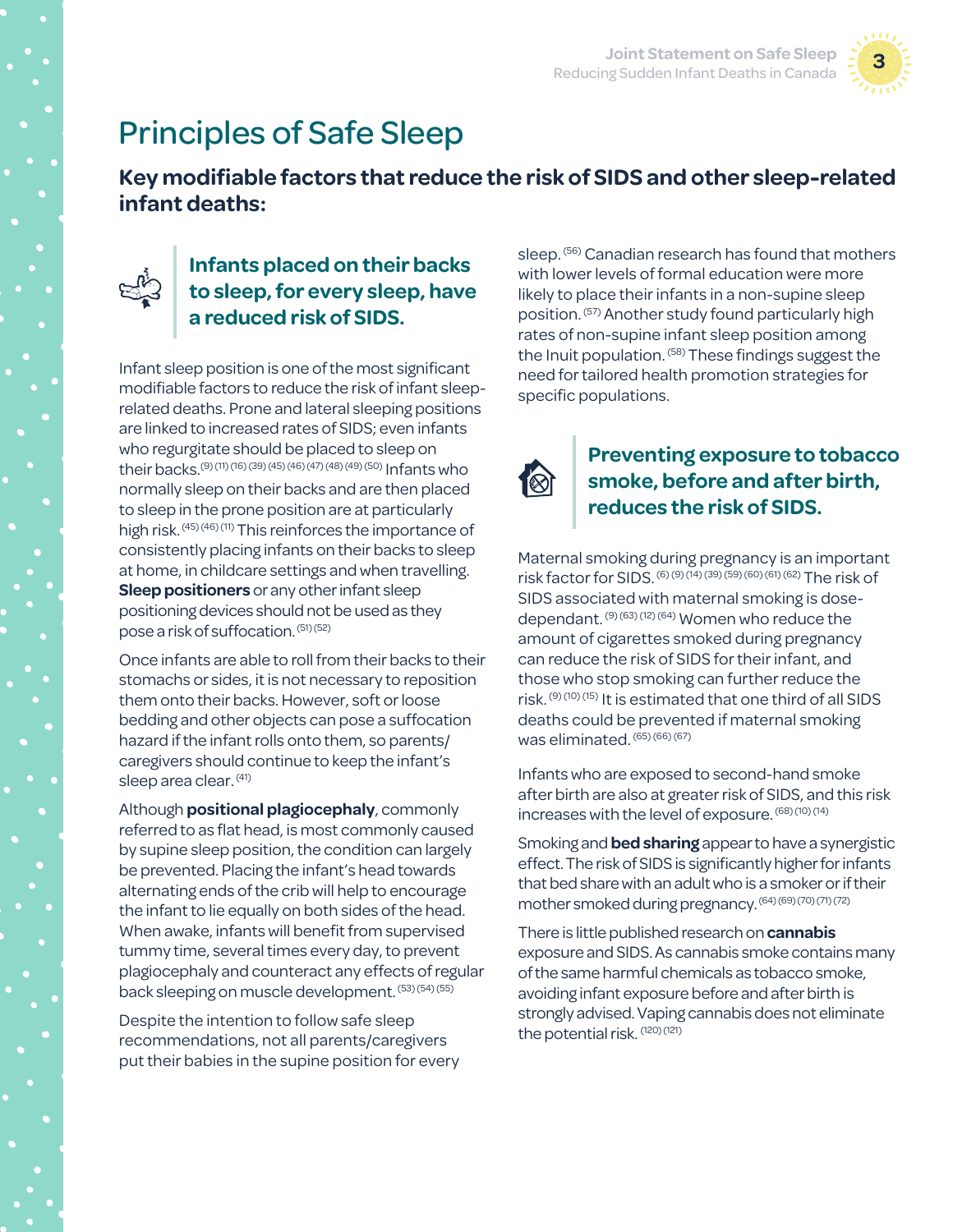# Principles of Safe Sleep

## Key modifiable factors that reduce the risk of SIDS and other sleep-related infant deaths:

### Infants placed on their backs to sleep, for every sleep, have a reduced risk of SIDS.

Infant sleep position is one of the most significant modifiable factors to reduce the risk of infant sleep-related deaths. Prone and lateral sleeping positions are linked to increased rates of SIDS; even infants who regurgitate should be placed to sleep on their backs.[9] [11] [16] [39] [45] [46] [47] [48] [49] [50] Infants who normally sleep on their backs and are then placed to sleep in the prone position are at particularly high risk.[45] [46] [11] This reinforces the importance of consistently placing infants on their backs to sleep at home, in childcare settings and when travelling. **Sleep positioners** or any other infant sleep positioning devices should not be used as they pose a risk of suffocation.[51] [52]

Once infants are able to roll from their backs to their stomachs or sides, it is not necessary to reposition them onto their backs. However, soft or loose bedding and other objects can pose a suffocation hazard if the infant rolls onto them, so parents/caregivers should continue to keep the infant's sleep area clear.[41]

Although **positional plagiocephaly**, commonly referred to as flat head, is most commonly caused by supine sleep position, the condition can largely be prevented. Placing the infant's head towards alternating ends of the crib will help to encourage the infant to lie equally on both sides of the head. When awake, infants will benefit from supervised tummy time, several times every day, to prevent plagiocephaly and counteract any effects of regular back sleeping on muscle development.[53] [54] [55]

Despite the intention to follow safe sleep recommendations, not all parents/caregivers put their babies in the supine position for every sleep.[56] Canadian research has found that mothers with lower levels of formal education were more likely to place their infants in a non-supine sleep position.[57] Another study found particularly high rates of non-supine infant sleep position among the Inuit population.[58] These findings suggest the need for tailored health promotion strategies for specific populations.

### Preventing exposure to tobacco smoke, before and after birth, reduces the risk of SIDS.

Maternal smoking during pregnancy is an important risk factor for SIDS.[6] [9] [14] [39] [59] [60] [61] [62] The risk of SIDS associated with maternal smoking is dose-dependant.[9] [63] [12] [64] Women who reduce the amount of cigarettes smoked during pregnancy can reduce the risk of SIDS for their infant, and those who stop smoking can further reduce the risk.[9] [10] [15] It is estimated that one third of all SIDS deaths could be prevented if maternal smoking was eliminated.[65] [66] [67]

Infants who are exposed to second-hand smoke after birth are also at greater risk of SIDS, and this risk increases with the level of exposure.[68] [10] [14]

Smoking and **bed sharing** appear to have a synergistic effect. The risk of SIDS is significantly higher for infants that bed share with an adult who is a smoker or if their mother smoked during pregnancy.[64] [69] [70] [71] [72]

There is little published research on **cannabis** exposure and SIDS. As cannabis smoke contains many of the same harmful chemicals as tobacco smoke, avoiding infant exposure before and after birth is strongly advised. Vaping cannabis does not eliminate the potential risk.[120] [121]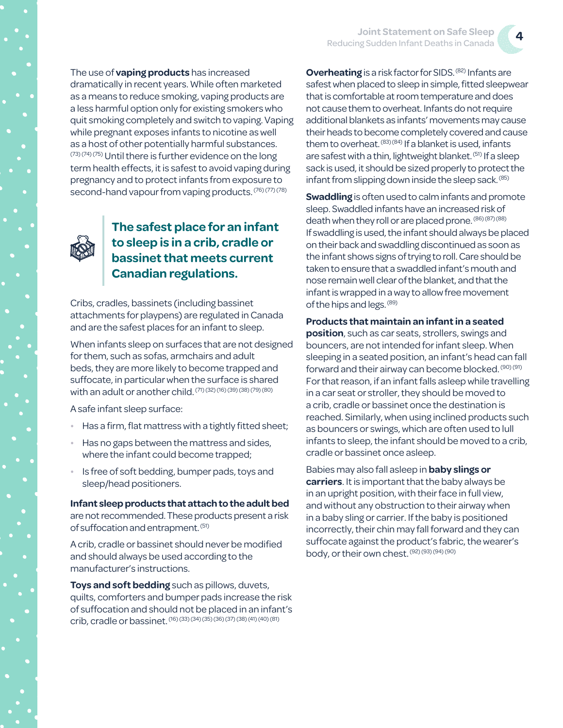The use of **vaping products** has increased dramatically in recent years. While often marketed as a means to reduce smoking, vaping products are a less harmful option only for existing smokers who quit smoking completely and switch to vaping. Vaping while pregnant exposes infants to nicotine as well as a host of other potentially harmful substances. [73] [74] [75] Until there is further evidence on the long term health effects, it is safest to avoid vaping during pregnancy and to protect infants from exposure to second-hand vapour from vaping products. [76] [77] [78]

## The safest place for an infant to sleep is in a crib, cradle or bassinet that meets current Canadian regulations.

Cribs, cradles, bassinets (including bassinet attachments for playpens) are regulated in Canada and are the safest places for an infant to sleep.

When infants sleep on surfaces that are not designed for them, such as sofas, armchairs and adult beds, they are more likely to become trapped and suffocate, in particular when the surface is shared with an adult or another child. [71] [32] [16] [39] [38] [79] [80]

A safe infant sleep surface:

- Has a firm, flat mattress with a tightly fitted sheet;
- Has no gaps between the mattress and sides, where the infant could become trapped;
- Is free of soft bedding, bumper pads, toys and sleep/head positioners.

**Infant sleep products that attach to the adult bed** are not recommended. These products present a risk of suffocation and entrapment. [51]

A crib, cradle or bassinet should never be modified and should always be used according to the manufacturer's instructions.

**Toys and soft bedding** such as pillows, duvets, quilts, comforters and bumper pads increase the risk of suffocation and should not be placed in an infant's crib, cradle or bassinet. [16] [33] [34] [35] [36] [37] [38] [41] [40] [81]

**Overheating** is a risk factor for SIDS. [82] Infants are safest when placed to sleep in simple, fitted sleepwear that is comfortable at room temperature and does not cause them to overheat. Infants do not require additional blankets as infants' movements may cause their heads to become completely covered and cause them to overheat. [83] [84] If a blanket is used, infants are safest with a thin, lightweight blanket. [51] If a sleep sack is used, it should be sized properly to protect the infant from slipping down inside the sleep sack. [85]

**Swaddling** is often used to calm infants and promote sleep. Swaddled infants have an increased risk of death when they roll or are placed prone. [86] [87] [88] If swaddling is used, the infant should always be placed on their back and swaddling discontinued as soon as the infant shows signs of trying to roll. Care should be taken to ensure that a swaddled infant's mouth and nose remain well clear of the blanket, and that the infant is wrapped in a way to allow free movement of the hips and legs. [89]

**Products that maintain an infant in a seated position**, such as car seats, strollers, swings and bouncers, are not intended for infant sleep. When sleeping in a seated position, an infant's head can fall forward and their airway can become blocked. [90] [91] For that reason, if an infant falls asleep while travelling in a car seat or stroller, they should be moved to a crib, cradle or bassinet once the destination is reached. Similarly, when using inclined products such as bouncers or swings, which are often used to lull infants to sleep, the infant should be moved to a crib, cradle or bassinet once asleep.

Babies may also fall asleep in **baby slings or carriers**. It is important that the baby always be in an upright position, with their face in full view, and without any obstruction to their airway when in a baby sling or carrier. If the baby is positioned incorrectly, their chin may fall forward and they can suffocate against the product's fabric, the wearer's body, or their own chest. [92] [93] [94] [90]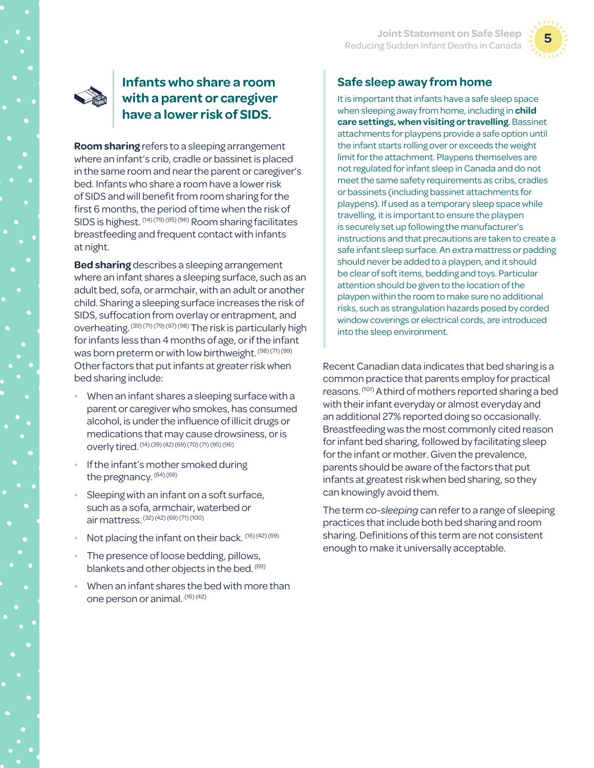## Infants who share a room with a parent or caregiver have a lower risk of SIDS.

**Room sharing** refers to a sleeping arrangement where an infant's crib, cradle or bassinet is placed in the same room and near the parent or caregiver's bed. Infants who share a room have a lower risk of SIDS and will benefit from room sharing for the first 6 months, the period of time when the risk of SIDS is highest. [14] [79] [95] [96] Room sharing facilitates breastfeeding and frequent contact with infants at night.

**Bed sharing** describes a sleeping arrangement where an infant shares a sleeping surface, such as an adult bed, sofa, or armchair, with an adult or another child. Sharing a sleeping surface increases the risk of SIDS, suffocation from overlay or entrapment, and overheating. [39] [71] [79] [97] [98] The risk is particularly high for infants less than 4 months of age, or if the infant was born preterm or with low birthweight. [98] [71] [99] Other factors that put infants at greater risk when bed sharing include:

- When an infant shares a sleeping surface with a parent or caregiver who smokes, has consumed alcohol, is under the influence of illicit drugs or medications that may cause drowsiness, or is overly tired. [14] [39] [42] [69] [70] [71] [95] [96]
- If the infant's mother smoked during the pregnancy. [64] [69]
- Sleeping with an infant on a soft surface, such as a sofa, armchair, waterbed or air mattress. [32] [42] [69] [71] [100]
- Not placing the infant on their back. [16] [42] [69]
- The presence of loose bedding, pillows, blankets and other objects in the bed. [69]
- When an infant shares the bed with more than one person or animal. [16] [42]

### Safe sleep away from home

It is important that infants have a safe sleep space when sleeping away from home, including in **child care settings, when visiting or travelling**. Bassinet attachments for playpens provide a safe option until the infant starts rolling over or exceeds the weight limit for the attachment. Playpens themselves are not regulated for infant sleep in Canada and do not meet the same safety requirements as cribs, cradles or bassinets (including bassinet attachments for playpens). If used as a temporary sleep space while travelling, it is important to ensure the playpen is securely set up following the manufacturer's instructions and that precautions are taken to create a safe infant sleep surface. An extra mattress or padding should never be added to a playpen, and it should be clear of soft items, bedding and toys. Particular attention should be given to the location of the playpen within the room to make sure no additional risks, such as strangulation hazards posed by corded window coverings or electrical cords, are introduced into the sleep environment.

Recent Canadian data indicates that bed sharing is a common practice that parents employ for practical reasons. [101] A third of mothers reported sharing a bed with their infant everyday or almost everyday and an additional 27% reported doing so occasionally. Breastfeeding was the most commonly cited reason for infant bed sharing, followed by facilitating sleep for the infant or mother. Given the prevalence, parents should be aware of the factors that put infants at greatest risk when bed sharing, so they can knowingly avoid them.

The term *co-sleeping* can refer to a range of sleeping practices that include both bed sharing and room sharing. Definitions of this term are not consistent enough to make it universally acceptable.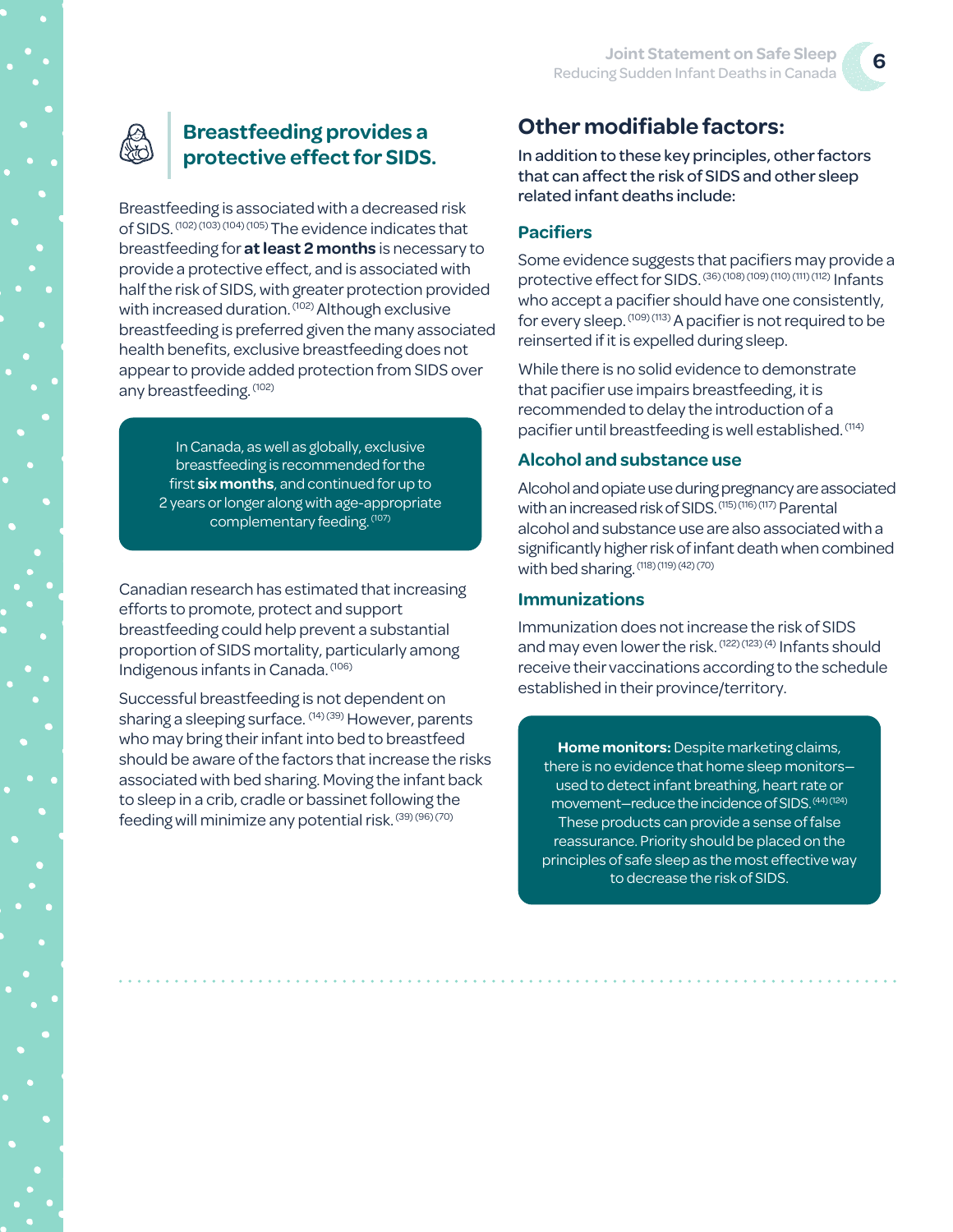## Breastfeeding provides a protective effect for SIDS.

Breastfeeding is associated with a decreased risk of SIDS. [102] [103] [104] [105] The evidence indicates that breastfeeding for **at least 2 months** is necessary to provide a protective effect, and is associated with half the risk of SIDS, with greater protection provided with increased duration. [102] Although exclusive breastfeeding is preferred given the many associated health benefits, exclusive breastfeeding does not appear to provide added protection from SIDS over any breastfeeding. [102]

In Canada, as well as globally, exclusive breastfeeding is recommended for the first **six months**, and continued for up to 2 years or longer along with age-appropriate complementary feeding. [107]

Canadian research has estimated that increasing efforts to promote, protect and support breastfeeding could help prevent a substantial proportion of SIDS mortality, particularly among Indigenous infants in Canada. [106]

Successful breastfeeding is not dependent on sharing a sleeping surface. [14] [39] However, parents who may bring their infant into bed to breastfeed should be aware of the factors that increase the risks associated with bed sharing. Moving the infant back to sleep in a crib, cradle or bassinet following the feeding will minimize any potential risk. [39] [96] [70]

## Other modifiable factors:

In addition to these key principles, other factors that can affect the risk of SIDS and other sleep related infant deaths include:

### Pacifiers

Some evidence suggests that pacifiers may provide a protective effect for SIDS. [36] [108] [109] [110] [111] [112] Infants who accept a pacifier should have one consistently, for every sleep. [109] [113] A pacifier is not required to be reinserted if it is expelled during sleep.

While there is no solid evidence to demonstrate that pacifier use impairs breastfeeding, it is recommended to delay the introduction of a pacifier until breastfeeding is well established. [114]

### Alcohol and substance use

Alcohol and opiate use during pregnancy are associated with an increased risk of SIDS. [115] [116] [117] Parental alcohol and substance use are also associated with a significantly higher risk of infant death when combined with bed sharing. [118] [119] [42] [70]

### Immunizations

Immunization does not increase the risk of SIDS and may even lower the risk. [122] [123] [4] Infants should receive their vaccinations according to the schedule established in their province/territory.

**Home monitors:** Despite marketing claims, there is no evidence that home sleep monitors—used to detect infant breathing, heart rate or movement—reduce the incidence of SIDS. [44] [124] These products can provide a sense of false reassurance. Priority should be placed on the principles of safe sleep as the most effective way to decrease the risk of SIDS.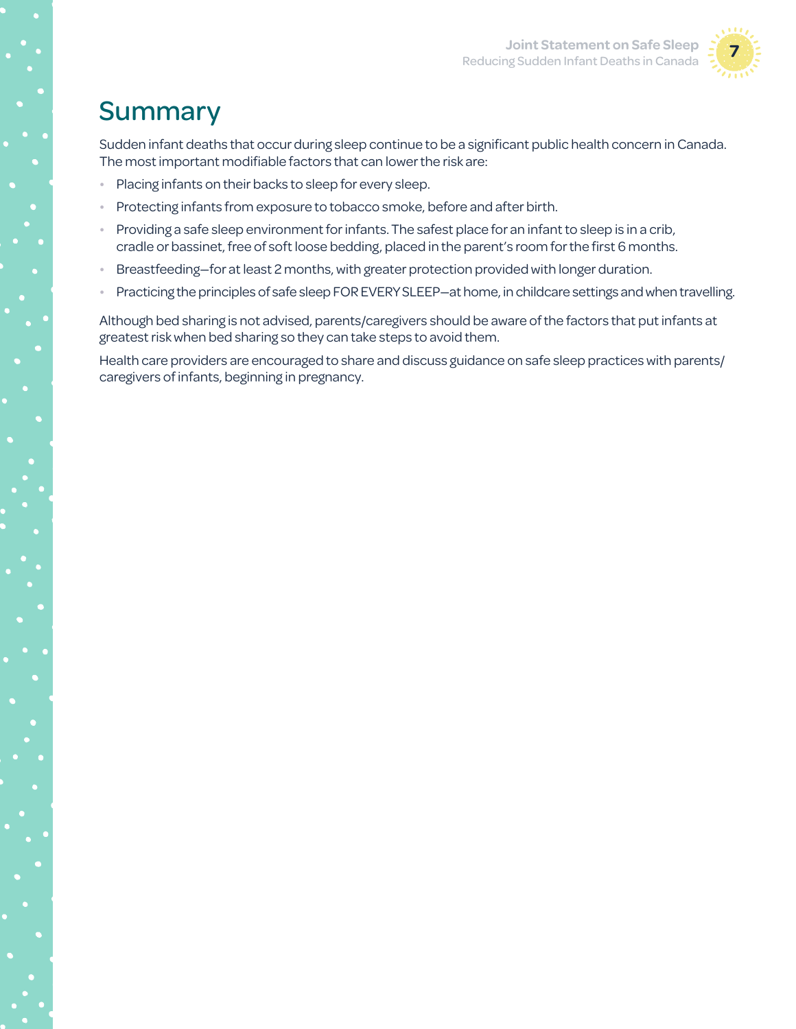# Summary

Sudden infant deaths that occur during sleep continue to be a significant public health concern in Canada. The most important modifiable factors that can lower the risk are:

- Placing infants on their backs to sleep for every sleep.
- Protecting infants from exposure to tobacco smoke, before and after birth.
- Providing a safe sleep environment for infants. The safest place for an infant to sleep is in a crib, cradle or bassinet, free of soft loose bedding, placed in the parent's room for the first 6 months.
- Breastfeeding—for at least 2 months, with greater protection provided with longer duration.
- Practicing the principles of safe sleep FOR EVERY SLEEP—at home, in childcare settings and when travelling.

Although bed sharing is not advised, parents/caregivers should be aware of the factors that put infants at greatest risk when bed sharing so they can take steps to avoid them.

Health care providers are encouraged to share and discuss guidance on safe sleep practices with parents/caregivers of infants, beginning in pregnancy.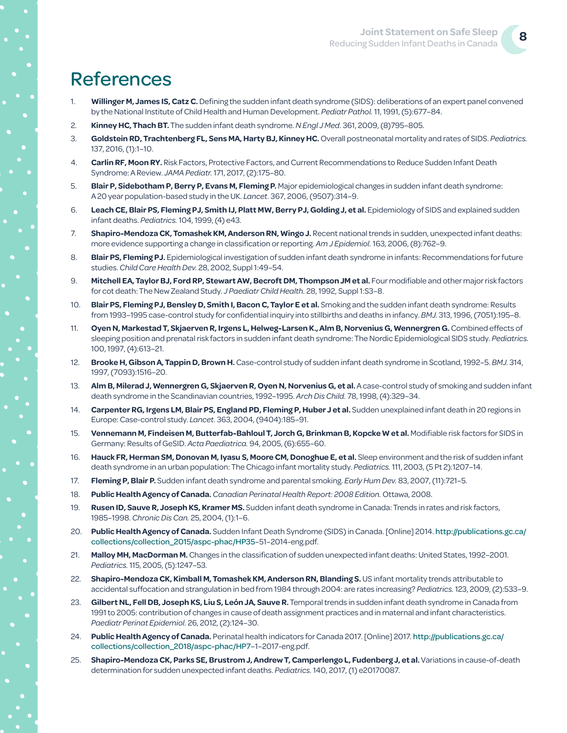# References

1. **Willinger M, James IS, Catz C.** Defining the sudden infant death syndrome (SIDS): deliberations of an expert panel convened by the National Institute of Child Health and Human Development. *Pediatr Pathol.* 11, 1991, (5):677–84.
2. **Kinney HC, Thach BT.** The sudden infant death syndrome. *N Engl J Med.* 361, 2009, (8)795–805.
3. **Goldstein RD, Trachtenberg FL, Sens MA, Harty BJ, Kinney HC.** Overall postneonatal mortality and rates of SIDS. *Pediatrics.* 137, 2016, (1):1–10.
4. **Carlin RF, Moon RY.** Risk Factors, Protective Factors, and Current Recommendations to Reduce Sudden Infant Death Syndrome: A Review. *JAMA Pediatr.* 171, 2017, (2):175–80.
5. **Blair P, Sidebotham P, Berry P, Evans M, Fleming P.** Major epidemiological changes in sudden infant death syndrome: A 20 year population-based study in the UK. *Lancet.* 367, 2006, (9507):314–9.
6. **Leach CE, Blair PS, Fleming PJ, Smith IJ, Platt MW, Berry PJ, Golding J, et al.** Epidemiology of SIDS and explained sudden infant deaths. *Pediatrics.* 104, 1999, (4) e43.
7. **Shapiro-Mendoza CK, Tomashek KM, Anderson RN, Wingo J.** Recent national trends in sudden, unexpected infant deaths: more evidence supporting a change in classification or reporting. *Am J Epidemiol.* 163, 2006, (8):762–9.
8. **Blair PS, Fleming PJ.** Epidemiological investigation of sudden infant death syndrome in infants: Recommendations for future studies. *Child Care Health Dev.* 28, 2002, Suppl 1:49–54.
9. **Mitchell EA, Taylor BJ, Ford RP, Stewart AW, Becroft DM, Thompson JM et al.** Four modifiable and other major risk factors for cot death: The New Zealand Study. *J Paediatr Child Health.* 28, 1992, Suppl 1:S3–8.
10. **Blair PS, Fleming PJ, Bensley D, Smith I, Bacon C, Taylor E et al.** Smoking and the sudden infant death syndrome: Results from 1993–1995 case-control study for confidential inquiry into stillbirths and deaths in infancy. *BMJ.* 313, 1996, (7051):195–8.
11. **Oyen N, Markestad T, Skjaerven R, Irgens L, Helweg-Larsen K., Alm B, Norvenius G, Wennergren G.** Combined effects of sleeping position and prenatal risk factors in sudden infant death syndrome: The Nordic Epidemiological SIDS study. *Pediatrics.* 100, 1997, (4):613–21.
12. **Brooke H, Gibson A, Tappin D, Brown H.** Case-control study of sudden infant death syndrome in Scotland, 1992–5. *BMJ.* 314, 1997, (7093):1516–20.
13. **Alm B, Milerad J, Wennergren G, Skjaerven R, Oyen N, Norvenius G, et al.** A case-control study of smoking and sudden infant death syndrome in the Scandinavian countries, 1992–1995. *Arch Dis Child.* 78, 1998, (4):329–34.
14. **Carpenter RG, Irgens LM, Blair PS, England PD, Fleming P, Huber J et al.** Sudden unexplained infant death in 20 regions in Europe: Case-control study. *Lancet.* 363, 2004, (9404):185–91.
15. **Vennemann M, Findeisen M, Butterfab-Bahloul T, Jorch G, Brinkman B, Kopcke W et al.** Modifiable risk factors for SIDS in Germany: Results of GeSID. *Acta Paediatrica.* 94, 2005, (6):655–60.
16. **Hauck FR, Herman SM, Donovan M, Iyasu S, Moore CM, Donoghue E, et al.** Sleep environment and the risk of sudden infant death syndrome in an urban population: The Chicago infant mortality study. *Pediatrics.* 111, 2003, (5 Pt 2):1207–14.
17. **Fleming P, Blair P.** Sudden infant death syndrome and parental smoking. *Early Hum Dev.* 83, 2007, (11):721–5.
18. **Public Health Agency of Canada.** *Canadian Perinatal Health Report: 2008 Edition.* Ottawa, 2008.
19. **Rusen ID, Sauve R, Joseph KS, Kramer MS.** Sudden infant death syndrome in Canada: Trends in rates and risk factors, 1985–1998. *Chronic Dis Can.* 25, 2004, (1):1–6.
20. **Public Health Agency of Canada.** Sudden Infant Death Syndrome (SIDS) in Canada. [Online] 2014. http://publications.gc.ca/collections/collection_2015/aspc-phac/HP35–51–2014-eng.pdf.
21. **Malloy MH, MacDorman M.** Changes in the classification of sudden unexpected infant deaths: United States, 1992–2001. *Pediatrics.* 115, 2005, (5):1247–53.
22. **Shapiro-Mendoza CK, Kimball M, Tomashek KM, Anderson RN, Blanding S.** US infant mortality trends attributable to accidental suffocation and strangulation in bed from 1984 through 2004: are rates increasing? *Pediatrics.* 123, 2009, (2):533–9.
23. **Gilbert NL, Fell DB, Joseph KS, Liu S, León JA, Sauve R.** Temporal trends in sudden infant death syndrome in Canada from 1991 to 2005: contribution of changes in cause of death assignment practices and in maternal and infant characteristics. *Paediatr Perinat Epidemiol.* 26, 2012, (2):124–30.
24. **Public Health Agency of Canada.** Perinatal health indicators for Canada 2017. [Online] 2017. http://publications.gc.ca/collections/collection_2018/aspc-phac/HP7–1–2017-eng.pdf.
25. **Shapiro-Mendoza CK, Parks SE, Brustrom J, Andrew T, Camperlengo L, Fudenberg J, et al.** Variations in cause-of-death determination for sudden unexpected infant deaths. *Pediatrics.* 140, 2017, (1) e20170087.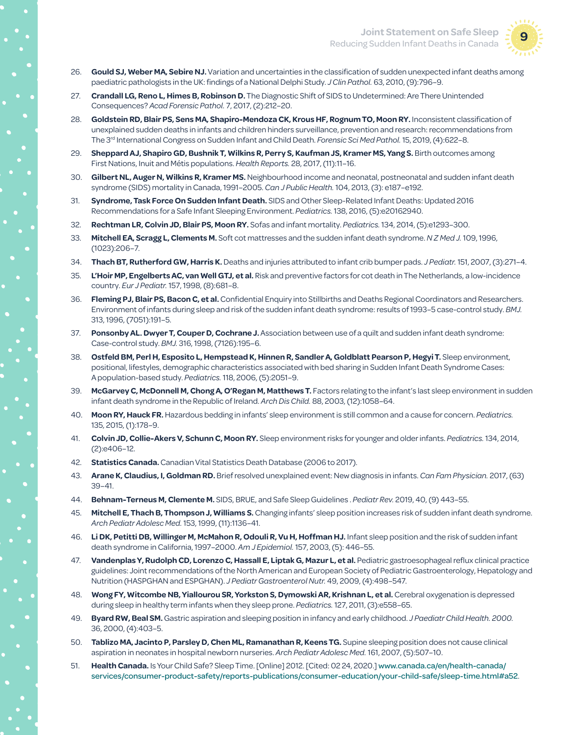26. **Gould SJ, Weber MA, Sebire NJ.** Variation and uncertainties in the classification of sudden unexpected infant deaths among paediatric pathologists in the UK: findings of a National Delphi Study. *J Clin Pathol.* 63, 2010, (9):796–9.
27. **Crandall LG, Reno L, Himes B, Robinson D.** The Diagnostic Shift of SIDS to Undetermined: Are There Unintended Consequences? *Acad Forensic Pathol.* 7, 2017, (2):212–20.
28. **Goldstein RD, Blair PS, Sens MA, Shapiro-Mendoza CK, Krous HF, Rognum TO, Moon RY.** Inconsistent classification of unexplained sudden deaths in infants and children hinders surveillance, prevention and research: recommendations from The 3rd International Congress on Sudden Infant and Child Death. *Forensic Sci Med Pathol.* 15, 2019, (4):622–8.
29. **Sheppard AJ, Shapiro GD, Bushnik T, Wilkins R, Perry S, Kaufman JS, Kramer MS, Yang S.** Birth outcomes among First Nations, Inuit and Métis populations. *Health Reports.* 28, 2017, (11):11–16.
30. **Gilbert NL, Auger N, Wilkins R, Kramer MS.** Neighbourhood income and neonatal, postneonatal and sudden infant death syndrome (SIDS) mortality in Canada, 1991–2005. *Can J Public Health.* 104, 2013, (3): e187–e192.
31. **Syndrome, Task Force On Sudden Infant Death.** SIDS and Other Sleep-Related Infant Deaths: Updated 2016 Recommendations for a Safe Infant Sleeping Environment. *Pediatrics.* 138, 2016, (5):e20162940.
32. **Rechtman LR, Colvin JD, Blair PS, Moon RY.** Sofas and infant mortality. *Pediatrics.* 134, 2014, (5):e1293–300.
33. **Mitchell EA, Scragg L, Clements M.** Soft cot mattresses and the sudden infant death syndrome. *N Z Med J.* 109, 1996, (1023):206–7.
34. **Thach BT, Rutherford GW, Harris K.** Deaths and injuries attributed to infant crib bumper pads. *J Pediatr.* 151, 2007, (3):271–4.
35. **L'Hoir MP, Engelberts AC, van Well GTJ, et al.** Risk and preventive factors for cot death in The Netherlands, a low-incidence country. *Eur J Pediatr.* 157, 1998, (8):681–8.
36. **Fleming PJ, Blair PS, Bacon C, et al.** Confidential Enquiry into Stillbirths and Deaths Regional Coordinators and Researchers. Environment of infants during sleep and risk of the sudden infant death syndrome: results of 1993–5 case-control study. *BMJ.* 313, 1996, (7051):191–5.
37. **Ponsonby AL. Dwyer T, Couper D, Cochrane J.** Association between use of a quilt and sudden infant death syndrome: Case-control study. *BMJ.* 316, 1998, (7126):195–6.
38. **Ostfeld BM, Perl H, Esposito L, Hempstead K, Hinnen R, Sandler A, Goldblatt Pearson P, Hegyi T.** Sleep environment, positional, lifestyles, demographic characteristics associated with bed sharing in Sudden Infant Death Syndrome Cases: A population-based study. *Pediatrics.* 118, 2006, (5):2051–9.
39. **McGarvey C, McDonnell M, Chong A, O'Regan M, Matthews T.** Factors relating to the infant's last sleep environment in sudden infant death syndrome in the Republic of Ireland. *Arch Dis Child.* 88, 2003, (12):1058–64.
40. **Moon RY, Hauck FR.** Hazardous bedding in infants' sleep environment is still common and a cause for concern. *Pediatrics.* 135, 2015, (1):178–9.
41. **Colvin JD, Collie-Akers V, Schunn C, Moon RY.** Sleep environment risks for younger and older infants. *Pediatrics.* 134, 2014, (2):e406–12.
42. **Statistics Canada.** Canadian Vital Statistics Death Database (2006 to 2017).
43. **Arane K, Claudius, I, Goldman RD.** Brief resolved unexplained event: New diagnosis in infants. *Can Fam Physician.* 2017, (63) 39–41.
44. **Behnam-Terneus M, Clemente M.** SIDS, BRUE, and Safe Sleep Guidelines . *Pediatr Rev.* 2019, 40, (9) 443–55.
45. **Mitchell E, Thach B, Thompson J, Williams S.** Changing infants' sleep position increases risk of sudden infant death syndrome. *Arch Pediatr Adolesc Med.* 153, 1999, (11):1136–41.
46. **Li DK, Petitti DB, Willinger M, McMahon R, Odouli R, Vu H, Hoffman HJ.** Infant sleep position and the risk of sudden infant death syndrome in California, 1997–2000. *Am J Epidemiol.* 157, 2003, (5): 446–55.
47. **Vandenplas Y, Rudolph CD, Lorenzo C, Hassall E, Liptak G, Mazur L, et al.** Pediatric gastroesophageal reflux clinical practice guidelines: Joint recommendations of the North American and European Society of Pediatric Gastroenterology, Hepatology and Nutrition (HASPGHAN and ESPGHAN). *J Pediatr Gastroenterol Nutr.* 49, 2009, (4):498–547.
48. **Wong FY, Witcombe NB, Yiallourou SR, Yorkston S, Dymowski AR, Krishnan L, et al.** Cerebral oxygenation is depressed during sleep in healthy term infants when they sleep prone. *Pediatrics.* 127, 2011, (3):e558–65.
49. **Byard RW, Beal SM.** Gastric aspiration and sleeping position in infancy and early childhood. *J Paediatr Child Health. 2000.* 36, 2000, (4):403–5.
50. **Tablizo MA, Jacinto P, Parsley D, Chen ML, Ramanathan R, Keens TG.** Supine sleeping position does not cause clinical aspiration in neonates in hospital newborn nurseries. *Arch Pediatr Adolesc Med.* 161, 2007, (5):507–10.
51. **Health Canada.** Is Your Child Safe? Sleep Time. [Online] 2012. [Cited: 02 24, 2020.] www.canada.ca/en/health-canada/services/consumer-product-safety/reports-publications/consumer-education/your-child-safe/sleep-time.html#a52.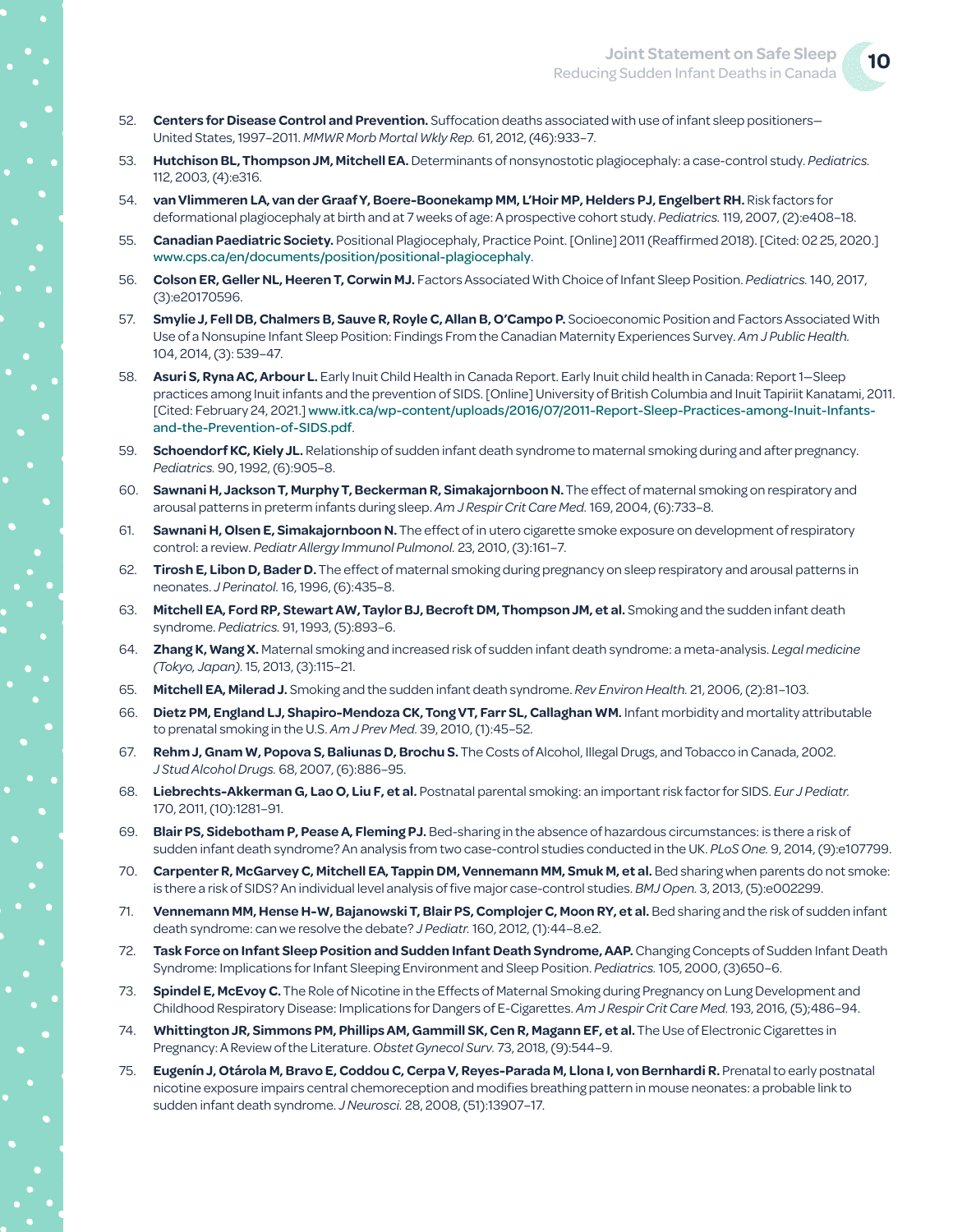52. **Centers for Disease Control and Prevention.** Suffocation deaths associated with use of infant sleep positioners—United States, 1997–2011. *MMWR Morb Mortal Wkly Rep.* 61, 2012, (46):933–7.
53. **Hutchison BL, Thompson JM, Mitchell EA.** Determinants of nonsynostotic plagiocephaly: a case-control study. *Pediatrics.* 112, 2003, (4):e316.
54. **van Vlimmeren LA, van der Graaf Y, Boere-Boonekamp MM, L'Hoir MP, Helders PJ, Engelbert RH.** Risk factors for deformational plagiocephaly at birth and at 7 weeks of age: A prospective cohort study. *Pediatrics.* 119, 2007, (2):e408–18.
55. **Canadian Paediatric Society.** Positional Plagiocephaly, Practice Point. [Online] 2011 (Reaffirmed 2018). [Cited: 02 25, 2020.] www.cps.ca/en/documents/position/positional-plagiocephaly.
56. **Colson ER, Geller NL, Heeren T, Corwin MJ.** Factors Associated With Choice of Infant Sleep Position. *Pediatrics.* 140, 2017, (3):e20170596.
57. **Smylie J, Fell DB, Chalmers B, Sauve R, Royle C, Allan B, O'Campo P.** Socioeconomic Position and Factors Associated With Use of a Nonsupine Infant Sleep Position: Findings From the Canadian Maternity Experiences Survey. *Am J Public Health.* 104, 2014, (3): 539–47.
58. **Asuri S, Ryna AC, Arbour L.** Early Inuit Child Health in Canada Report. Early Inuit child health in Canada: Report 1—Sleep practices among Inuit infants and the prevention of SIDS. [Online] University of British Columbia and Inuit Tapiriit Kanatami, 2011. [Cited: February 24, 2021.] www.itk.ca/wp-content/uploads/2016/07/2011-Report-Sleep-Practices-among-Inuit-Infants-and-the-Prevention-of-SIDS.pdf.
59. **Schoendorf KC, Kiely JL.** Relationship of sudden infant death syndrome to maternal smoking during and after pregnancy. *Pediatrics.* 90, 1992, (6):905–8.
60. **Sawnani H, Jackson T, Murphy T, Beckerman R, Simakajornboon N.** The effect of maternal smoking on respiratory and arousal patterns in preterm infants during sleep. *Am J Respir Crit Care Med.* 169, 2004, (6):733–8.
61. **Sawnani H, Olsen E, Simakajornboon N.** The effect of in utero cigarette smoke exposure on development of respiratory control: a review. *Pediatr Allergy Immunol Pulmonol.* 23, 2010, (3):161–7.
62. **Tirosh E, Libon D, Bader D.** The effect of maternal smoking during pregnancy on sleep respiratory and arousal patterns in neonates. *J Perinatol.* 16, 1996, (6):435–8.
63. **Mitchell EA, Ford RP, Stewart AW, Taylor BJ, Becroft DM, Thompson JM, et al.** Smoking and the sudden infant death syndrome. *Pediatrics.* 91, 1993, (5):893–6.
64. **Zhang K, Wang X.** Maternal smoking and increased risk of sudden infant death syndrome: a meta-analysis. *Legal medicine (Tokyo, Japan).* 15, 2013, (3):115–21.
65. **Mitchell EA, Milerad J.** Smoking and the sudden infant death syndrome. *Rev Environ Health.* 21, 2006, (2):81–103.
66. **Dietz PM, England LJ, Shapiro-Mendoza CK, Tong VT, Farr SL, Callaghan WM.** Infant morbidity and mortality attributable to prenatal smoking in the U.S. *Am J Prev Med.* 39, 2010, (1):45–52.
67. **Rehm J, Gnam W, Popova S, Baliunas D, Brochu S.** The Costs of Alcohol, Illegal Drugs, and Tobacco in Canada, 2002. *J Stud Alcohol Drugs.* 68, 2007, (6):886–95.
68. **Liebrechts-Akkerman G, Lao O, Liu F, et al.** Postnatal parental smoking: an important risk factor for SIDS. *Eur J Pediatr.* 170, 2011, (10):1281–91.
69. **Blair PS, Sidebotham P, Pease A, Fleming PJ.** Bed-sharing in the absence of hazardous circumstances: is there a risk of sudden infant death syndrome? An analysis from two case-control studies conducted in the UK. *PLoS One.* 9, 2014, (9):e107799.
70. **Carpenter R, McGarvey C, Mitchell EA, Tappin DM, Vennemann MM, Smuk M, et al.** Bed sharing when parents do not smoke: is there a risk of SIDS? An individual level analysis of five major case-control studies. *BMJ Open.* 3, 2013, (5):e002299.
71. **Vennemann MM, Hense H-W, Bajanowski T, Blair PS, Complojer C, Moon RY, et al.** Bed sharing and the risk of sudden infant death syndrome: can we resolve the debate? *J Pediatr.* 160, 2012, (1):44–8.e2.
72. **Task Force on Infant Sleep Position and Sudden Infant Death Syndrome, AAP.** Changing Concepts of Sudden Infant Death Syndrome: Implications for Infant Sleeping Environment and Sleep Position. *Pediatrics.* 105, 2000, (3)650–6.
73. **Spindel E, McEvoy C.** The Role of Nicotine in the Effects of Maternal Smoking during Pregnancy on Lung Development and Childhood Respiratory Disease: Implications for Dangers of E-Cigarettes. *Am J Respir Crit Care Med.* 193, 2016, (5);486–94.
74. **Whittington JR, Simmons PM, Phillips AM, Gammill SK, Cen R, Magann EF, et al.** The Use of Electronic Cigarettes in Pregnancy: A Review of the Literature. *Obstet Gynecol Surv.* 73, 2018, (9):544–9.
75. **Eugenín J, Otárola M, Bravo E, Coddou C, Cerpa V, Reyes-Parada M, Llona I, von Bernhardi R.** Prenatal to early postnatal nicotine exposure impairs central chemoreception and modifies breathing pattern in mouse neonates: a probable link to sudden infant death syndrome. *J Neurosci.* 28, 2008, (51):13907–17.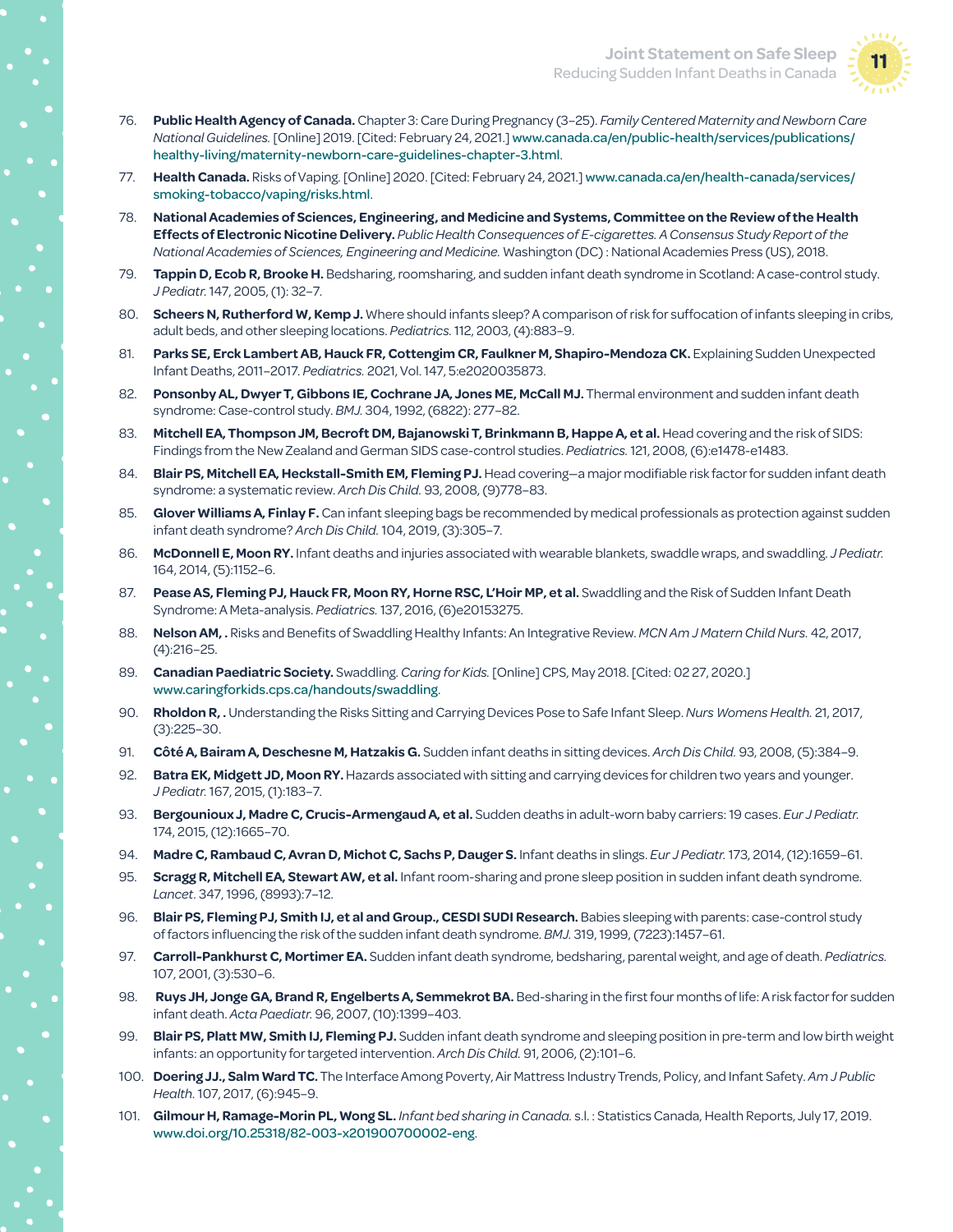76. **Public Health Agency of Canada.** Chapter 3: Care During Pregnancy (3–25). *Family Centered Maternity and Newborn Care National Guidelines.* [Online] 2019. [Cited: February 24, 2021.] www.canada.ca/en/public-health/services/publications/healthy-living/maternity-newborn-care-guidelines-chapter-3.html.
77. **Health Canada.** Risks of Vaping. [Online] 2020. [Cited: February 24, 2021.] www.canada.ca/en/health-canada/services/smoking-tobacco/vaping/risks.html.
78. **National Academies of Sciences, Engineering, and Medicine and Systems, Committee on the Review of the Health Effects of Electronic Nicotine Delivery.** *Public Health Consequences of E-cigarettes. A Consensus Study Report of the National Academies of Sciences, Engineering and Medicine.* Washington (DC) : National Academies Press (US), 2018.
79. **Tappin D, Ecob R, Brooke H.** Bedsharing, roomsharing, and sudden infant death syndrome in Scotland: A case-control study. *J Pediatr.* 147, 2005, (1): 32–7.
80. **Scheers N, Rutherford W, Kemp J.** Where should infants sleep? A comparison of risk for suffocation of infants sleeping in cribs, adult beds, and other sleeping locations. *Pediatrics.* 112, 2003, (4):883–9.
81. **Parks SE, Erck Lambert AB, Hauck FR, Cottengim CR, Faulkner M, Shapiro-Mendoza CK.** Explaining Sudden Unexpected Infant Deaths, 2011–2017. *Pediatrics.* 2021, Vol. 147, 5:e2020035873.
82. **Ponsonby AL, Dwyer T, Gibbons IE, Cochrane JA, Jones ME, McCall MJ.** Thermal environment and sudden infant death syndrome: Case-control study. *BMJ.* 304, 1992, (6822): 277–82.
83. **Mitchell EA, Thompson JM, Becroft DM, Bajanowski T, Brinkmann B, Happe A, et al.** Head covering and the risk of SIDS: Findings from the New Zealand and German SIDS case-control studies. *Pediatrics.* 121, 2008, (6):e1478-e1483.
84. **Blair PS, Mitchell EA, Heckstall-Smith EM, Fleming PJ.** Head covering—a major modifiable risk factor for sudden infant death syndrome: a systematic review. *Arch Dis Child.* 93, 2008, (9)778–83.
85. **Glover Williams A, Finlay F.** Can infant sleeping bags be recommended by medical professionals as protection against sudden infant death syndrome? *Arch Dis Child.* 104, 2019, (3):305–7.
86. **McDonnell E, Moon RY.** Infant deaths and injuries associated with wearable blankets, swaddle wraps, and swaddling. *J Pediatr.* 164, 2014, (5):1152–6.
87. **Pease AS, Fleming PJ, Hauck FR, Moon RY, Horne RSC, L'Hoir MP, et al.** Swaddling and the Risk of Sudden Infant Death Syndrome: A Meta-analysis. *Pediatrics.* 137, 2016, (6)e20153275.
88. **Nelson AM, .** Risks and Benefits of Swaddling Healthy Infants: An Integrative Review. *MCN Am J Matern Child Nurs.* 42, 2017, (4):216–25.
89. **Canadian Paediatric Society.** Swaddling. *Caring for Kids.* [Online] CPS, May 2018. [Cited: 02 27, 2020.] www.caringforkids.cps.ca/handouts/swaddling.
90. **Rholdon R, .** Understanding the Risks Sitting and Carrying Devices Pose to Safe Infant Sleep. *Nurs Womens Health.* 21, 2017, (3):225–30.
91. **Côté A, Bairam A, Deschesne M, Hatzakis G.** Sudden infant deaths in sitting devices. *Arch Dis Child.* 93, 2008, (5):384–9.
92. **Batra EK, Midgett JD, Moon RY.** Hazards associated with sitting and carrying devices for children two years and younger. *J Pediatr.* 167, 2015, (1):183–7.
93. **Bergounioux J, Madre C, Crucis-Armengaud A, et al.** Sudden deaths in adult-worn baby carriers: 19 cases. *Eur J Pediatr.* 174, 2015, (12):1665–70.
94. **Madre C, Rambaud C, Avran D, Michot C, Sachs P, Dauger S.** Infant deaths in slings. *Eur J Pediatr.* 173, 2014, (12):1659–61.
95. **Scragg R, Mitchell EA, Stewart AW, et al.** Infant room-sharing and prone sleep position in sudden infant death syndrome. *Lancet*. 347, 1996, (8993):7–12.
96. **Blair PS, Fleming PJ, Smith IJ, et al and Group., CESDI SUDI Research.** Babies sleeping with parents: case-control study of factors influencing the risk of the sudden infant death syndrome. *BMJ.* 319, 1999, (7223):1457–61.
97. **Carroll-Pankhurst C, Mortimer EA.** Sudden infant death syndrome, bedsharing, parental weight, and age of death. *Pediatrics.* 107, 2001, (3):530–6.
98. **Ruys JH, Jonge GA, Brand R, Engelberts A, Semmekrot BA.** Bed-sharing in the first four months of life: A risk factor for sudden infant death. *Acta Paediatr.* 96, 2007, (10):1399–403.
99. **Blair PS, Platt MW, Smith IJ, Fleming PJ.** Sudden infant death syndrome and sleeping position in pre-term and low birth weight infants: an opportunity for targeted intervention. *Arch Dis Child.* 91, 2006, (2):101–6.
100. **Doering JJ., Salm Ward TC.** The Interface Among Poverty, Air Mattress Industry Trends, Policy, and Infant Safety. *Am J Public Health.* 107, 2017, (6):945–9.
101. **Gilmour H, Ramage-Morin PL, Wong SL.** *Infant bed sharing in Canada.* s.l. : Statistics Canada, Health Reports, July 17, 2019. www.doi.org/10.25318/82-003-x201900700002-eng.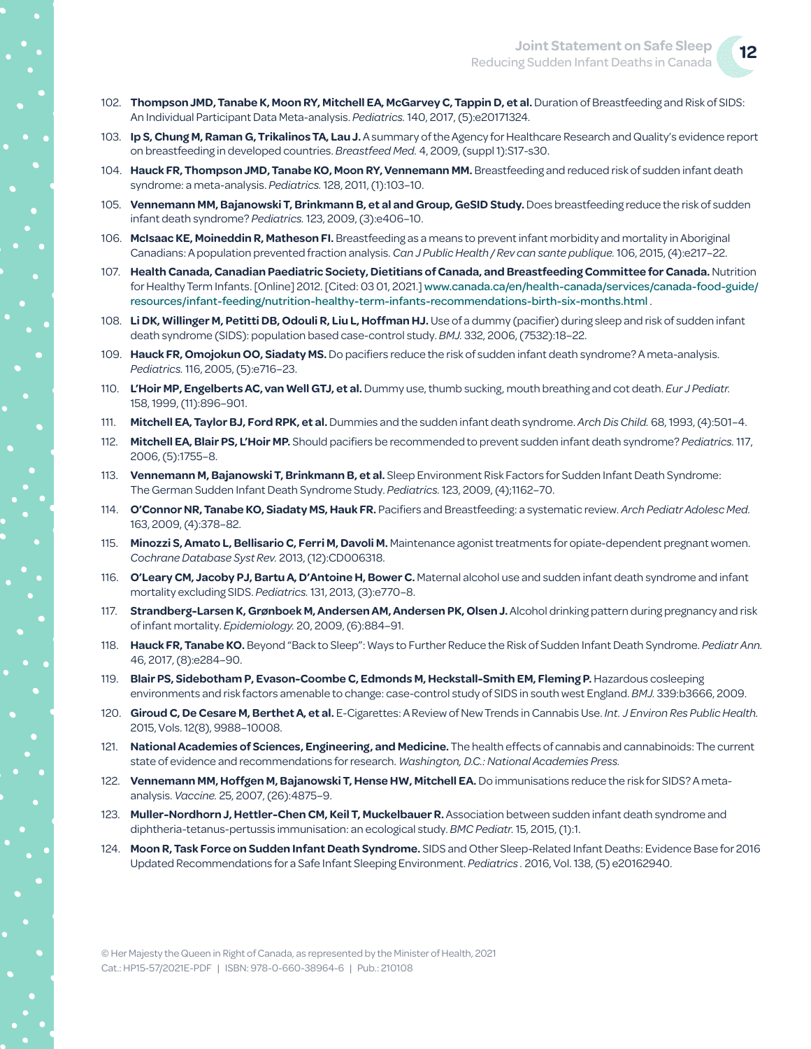102. **Thompson JMD, Tanabe K, Moon RY, Mitchell EA, McGarvey C, Tappin D, et al.** Duration of Breastfeeding and Risk of SIDS: An Individual Participant Data Meta-analysis. *Pediatrics.* 140, 2017, (5):e20171324.

103. **Ip S, Chung M, Raman G, Trikalinos TA, Lau J.** A summary of the Agency for Healthcare Research and Quality's evidence report on breastfeeding in developed countries. *Breastfeed Med.* 4, 2009, (suppl 1):S17-s30.

104. **Hauck FR, Thompson JMD, Tanabe KO, Moon RY, Vennemann MM.** Breastfeeding and reduced risk of sudden infant death syndrome: a meta-analysis. *Pediatrics.* 128, 2011, (1):103–10.

105. **Vennemann MM, Bajanowski T, Brinkmann B, et al and Group, GeSID Study.** Does breastfeeding reduce the risk of sudden infant death syndrome? *Pediatrics.* 123, 2009, (3):e406–10.

106. **McIsaac KE, Moineddin R, Matheson FI.** Breastfeeding as a means to prevent infant morbidity and mortality in Aboriginal Canadians: A population prevented fraction analysis. *Can J Public Health / Rev can sante publique.* 106, 2015, (4):e217–22.

107. **Health Canada, Canadian Paediatric Society, Dietitians of Canada, and Breastfeeding Committee for Canada.** Nutrition for Healthy Term Infants. [Online] 2012. [Cited: 03 01, 2021.] www.canada.ca/en/health-canada/services/canada-food-guide/resources/infant-feeding/nutrition-healthy-term-infants-recommendations-birth-six-months.html .

108. **Li DK, Willinger M, Petitti DB, Odouli R, Liu L, Hoffman HJ.** Use of a dummy (pacifier) during sleep and risk of sudden infant death syndrome (SIDS): population based case-control study. *BMJ.* 332, 2006, (7532):18–22.

109. **Hauck FR, Omojokun OO, Siadaty MS.** Do pacifiers reduce the risk of sudden infant death syndrome? A meta-analysis. *Pediatrics.* 116, 2005, (5):e716–23.

110. **L'Hoir MP, Engelberts AC, van Well GTJ, et al.** Dummy use, thumb sucking, mouth breathing and cot death. *Eur J Pediatr.* 158, 1999, (11):896–901.

111. **Mitchell EA, Taylor BJ, Ford RPK, et al.** Dummies and the sudden infant death syndrome. *Arch Dis Child.* 68, 1993, (4):501–4.

112. **Mitchell EA, Blair PS, L'Hoir MP.** Should pacifiers be recommended to prevent sudden infant death syndrome? *Pediatrics.* 117, 2006, (5):1755–8.

113. **Vennemann M, Bajanowski T, Brinkmann B, et al.** Sleep Environment Risk Factors for Sudden Infant Death Syndrome: The German Sudden Infant Death Syndrome Study. *Pediatrics.* 123, 2009, (4);1162–70.

114. **O'Connor NR, Tanabe KO, Siadaty MS, Hauk FR.** Pacifiers and Breastfeeding: a systematic review. *Arch Pediatr Adolesc Med.* 163, 2009, (4):378–82.

115. **Minozzi S, Amato L, Bellisario C, Ferri M, Davoli M.** Maintenance agonist treatments for opiate-dependent pregnant women. *Cochrane Database Syst Rev.* 2013, (12):CD006318.

116. **O'Leary CM, Jacoby PJ, Bartu A, D'Antoine H, Bower C.** Maternal alcohol use and sudden infant death syndrome and infant mortality excluding SIDS. *Pediatrics.* 131, 2013, (3):e770–8.

117. **Strandberg-Larsen K, Grønboek M, Andersen AM, Andersen PK, Olsen J.** Alcohol drinking pattern during pregnancy and risk of infant mortality. *Epidemiology.* 20, 2009, (6):884–91.

118. **Hauck FR, Tanabe KO.** Beyond "Back to Sleep": Ways to Further Reduce the Risk of Sudden Infant Death Syndrome. *Pediatr Ann.* 46, 2017, (8):e284–90.

119. **Blair PS, Sidebotham P, Evason-Coombe C, Edmonds M, Heckstall-Smith EM, Fleming P.** Hazardous cosleeping environments and risk factors amenable to change: case-control study of SIDS in south west England. *BMJ.* 339:b3666, 2009.

120. **Giroud C, De Cesare M, Berthet A, et al.** E-Cigarettes: A Review of New Trends in Cannabis Use. *Int. J Environ Res Public Health.* 2015, Vols. 12(8), 9988–10008.

121. **National Academies of Sciences, Engineering, and Medicine.** The health effects of cannabis and cannabinoids: The current state of evidence and recommendations for research. *Washington, D.C.: National Academies Press.*

122. **Vennemann MM, Hoffgen M, Bajanowski T, Hense HW, Mitchell EA.** Do immunisations reduce the risk for SIDS? A meta-analysis. *Vaccine.* 25, 2007, (26):4875–9.

123. **Muller-Nordhorn J, Hettler-Chen CM, Keil T, Muckelbauer R.** Association between sudden infant death syndrome and diphtheria-tetanus-pertussis immunisation: an ecological study. *BMC Pediatr.* 15, 2015, (1):1.

124. **Moon R, Task Force on Sudden Infant Death Syndrome.** SIDS and Other Sleep-Related Infant Deaths: Evidence Base for 2016 Updated Recommendations for a Safe Infant Sleeping Environment. *Pediatrics* . 2016, Vol. 138, (5) e20162940.

© Her Majesty the Queen in Right of Canada, as represented by the Minister of Health, 2021
Cat.: HP15-57/2021E-PDF | ISBN: 978-0-660-38964-6 | Pub.: 210108